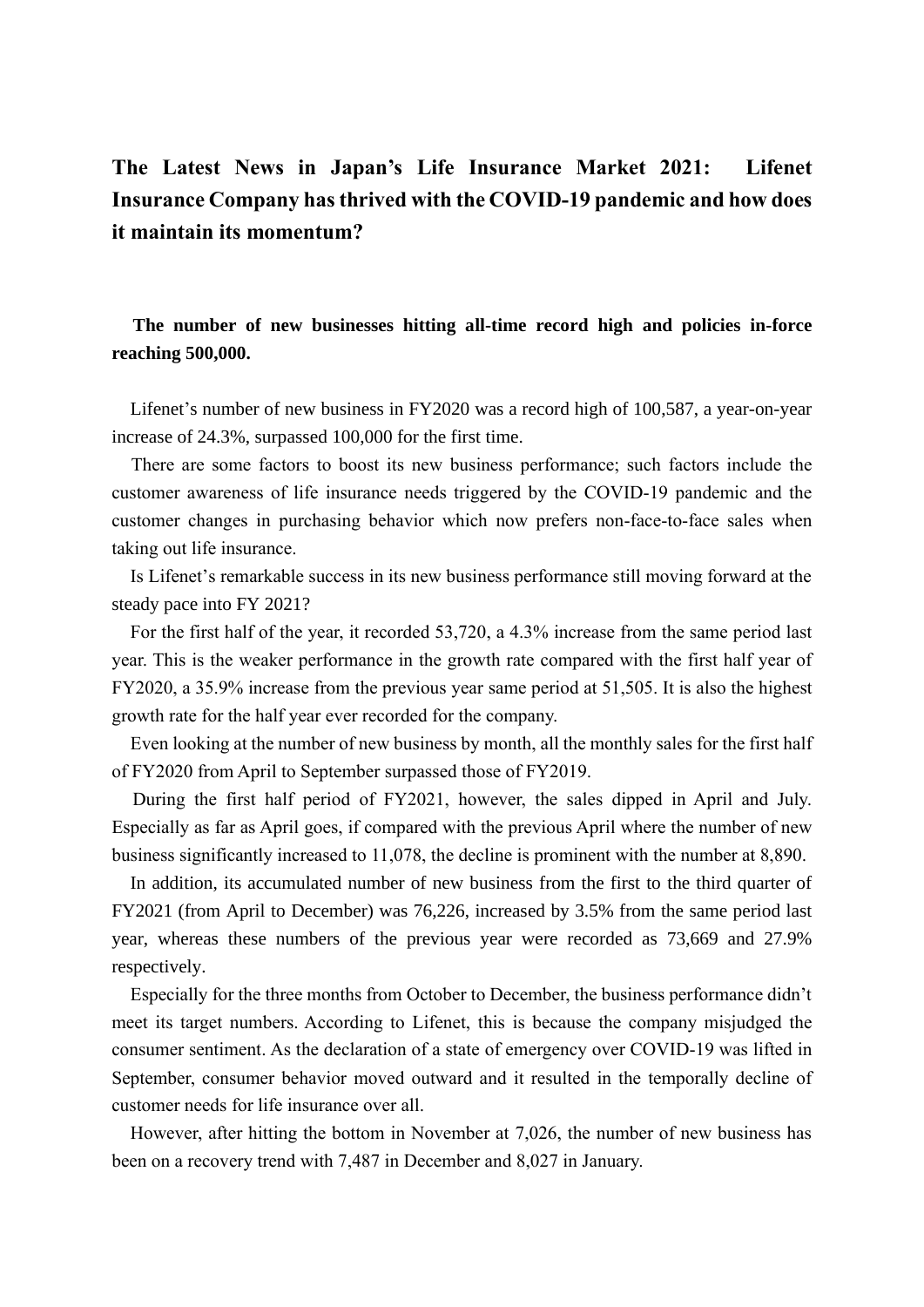# The Latest News in Japan's Life Insurance Market 2021: Lifenet Insurance Company has thrived with the COVID-19 pandemic and how does it maintain its momentum?

## The number of new businesses hitting all-time record high and policies in-force reaching 500,000.

Lifenet's number of new business in FY2020 was a record high of 100,587, a year-on-year increase of 24.3%, surpassed 100,000 for the first time.

There are some factors to boost its new business performance; such factors include the customer awareness of life insurance needs triggered by the COVID-19 pandemic and the customer changes in purchasing behavior which now prefers non-face-to-face sales when taking out life insurance.

Is Lifenet's remarkable success in its new business performance still moving forward at the steady pace into FY 2021?

For the first half of the year, it recorded 53,720, a 4.3% increase from the same period last year. This is the weaker performance in the growth rate compared with the first half year of FY2020, a 35.9% increase from the previous year same period at 51,505. It is also the highest growth rate for the half year ever recorded for the company.

Even looking at the number of new business by month, all the monthly sales for the first half of FY2020 from April to September surpassed those of FY2019.

During the first half period of FY2021, however, the sales dipped in April and July. Especially as far as April goes, if compared with the previous April where the number of new business significantly increased to 11,078, the decline is prominent with the number at 8,890.

In addition, its accumulated number of new business from the first to the third quarter of FY2021 (from April to December) was 76,226, increased by 3.5% from the same period last year, whereas these numbers of the previous year were recorded as 73,669 and 27.9% respectively.

Especially for the three months from October to December, the business performance didn't meet its target numbers. According to Lifenet, this is because the company misjudged the consumer sentiment. As the declaration of a state of emergency over COVID-19 was lifted in September, consumer behavior moved outward and it resulted in the temporally decline of customer needs for life insurance over all.

However, after hitting the bottom in November at 7,026, the number of new business has been on a recovery trend with 7,487 in December and 8,027 in January.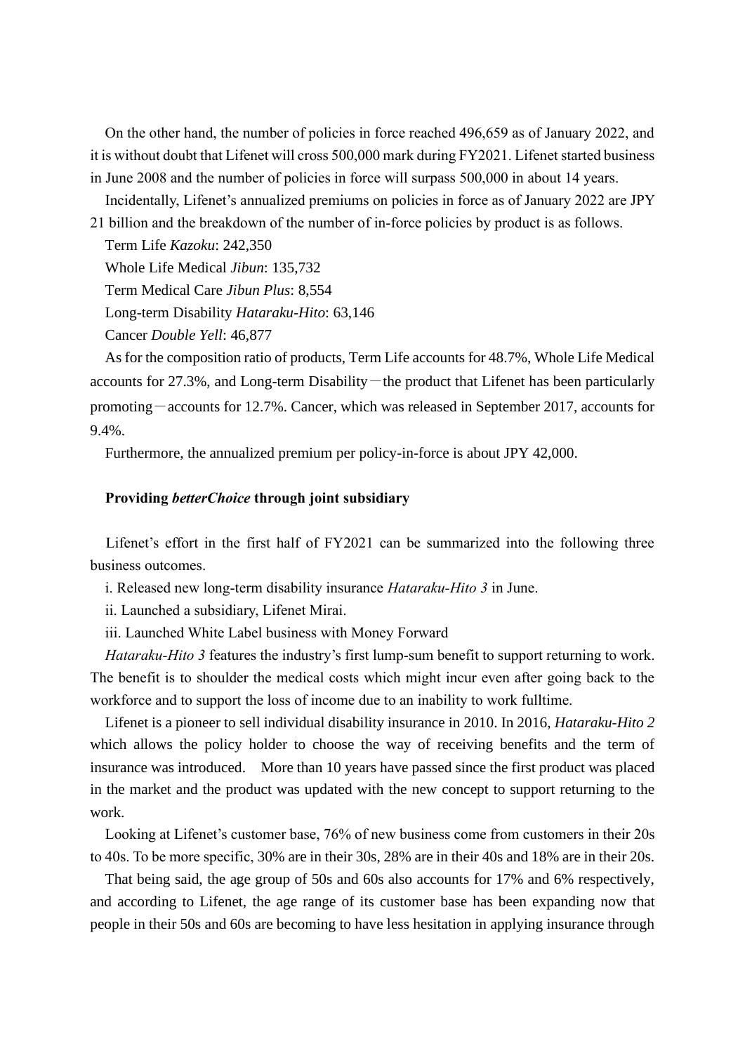On the other hand, the number of policies in force reached 496,659 as of January 2022, and it is without doubt that Lifenet will cross 500,000 mark during FY2021. Lifenet started business in June 2008 and the number of policies in force will surpass 500,000 in about 14 years.

Incidentally, Lifenet's annualized premiums on policies in force as of January 2022 are JPY 21 billion and the breakdown of the number of in-force policies by product is as follows.

Term Life *Kazoku*: 242,350

Whole Life Medical *Jibun*: 135,732

Term Medical Care *Jibun Plus*: 8,554

Long-term Disability *Hataraku-Hito*: 63,146

Cancer *Double Yell*: 46,877

As for the composition ratio of products, Term Life accounts for 48.7%, Whole Life Medical accounts for 27.3%, and Long-term Disability－the product that Lifenet has been particularly promoting－accounts for 12.7%. Cancer, which was released in September 2017, accounts for 9.4%.

Furthermore, the annualized premium per policy-in-force is about JPY 42,000.

**Providing *betterChoice* through joint subsidiary**

Lifenet's effort in the first half of FY2021 can be summarized into the following three business outcomes.

i. Released new long-term disability insurance *Hataraku-Hito 3* in June.

ii. Launched a subsidiary, Lifenet Mirai.

iii. Launched White Label business with Money Forward

*Hataraku-Hito 3* features the industry's first lump-sum benefit to support returning to work. The benefit is to shoulder the medical costs which might incur even after going back to the workforce and to support the loss of income due to an inability to work fulltime.

Lifenet is a pioneer to sell individual disability insurance in 2010. In 2016, *Hataraku-Hito 2* which allows the policy holder to choose the way of receiving benefits and the term of insurance was introduced. More than 10 years have passed since the first product was placed in the market and the product was updated with the new concept to support returning to the work.

Looking at Lifenet's customer base, 76% of new business come from customers in their 20s to 40s. To be more specific, 30% are in their 30s, 28% are in their 40s and 18% are in their 20s.

That being said, the age group of 50s and 60s also accounts for 17% and 6% respectively, and according to Lifenet, the age range of its customer base has been expanding now that people in their 50s and 60s are becoming to have less hesitation in applying insurance through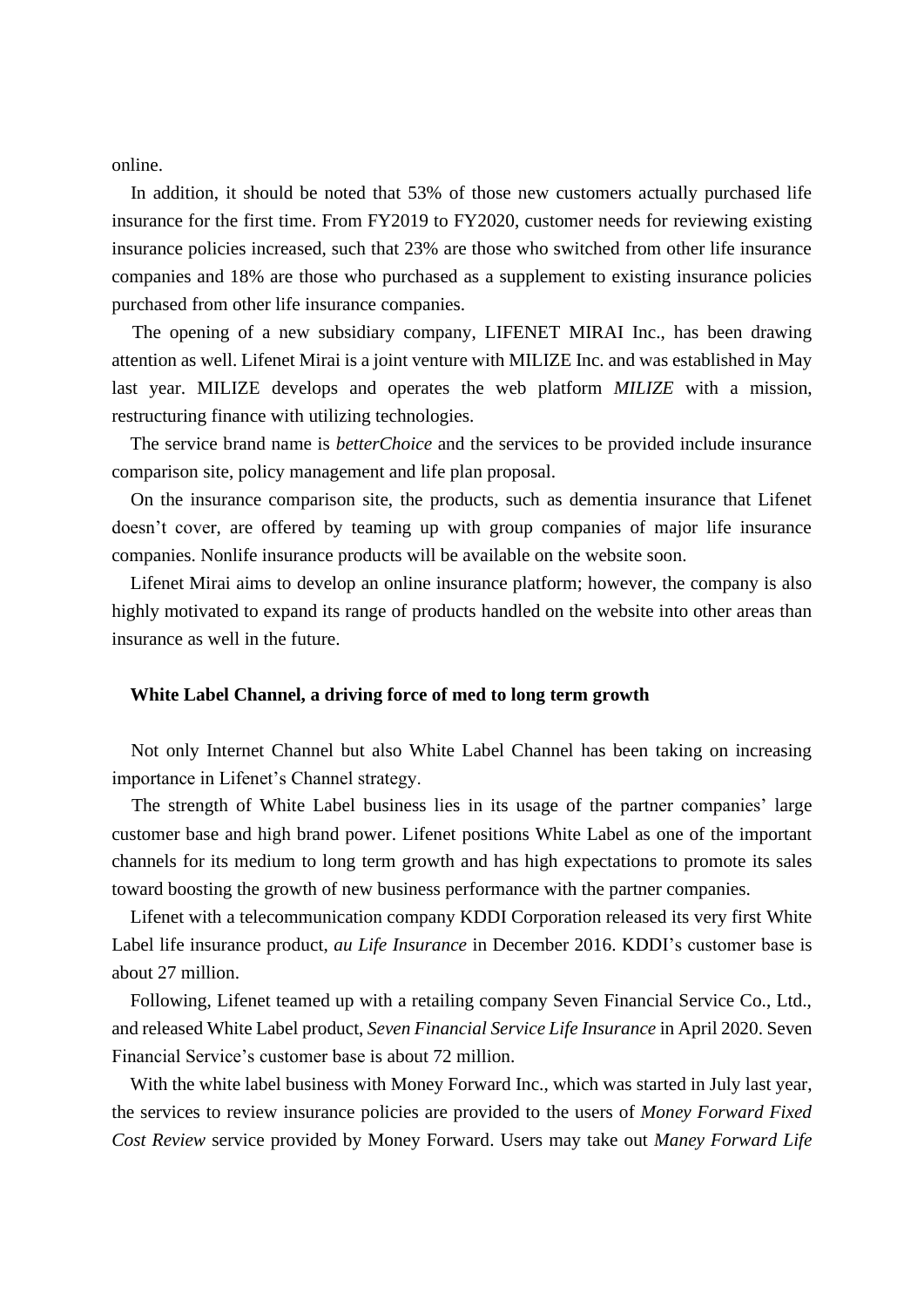online.

In addition, it should be noted that 53% of those new customers actually purchased life insurance for the first time. From FY2019 to FY2020, customer needs for reviewing existing insurance policies increased, such that 23% are those who switched from other life insurance companies and 18% are those who purchased as a supplement to existing insurance policies purchased from other life insurance companies.

The opening of a new subsidiary company, LIFENET MIRAI Inc., has been drawing attention as well. Lifenet Mirai is a joint venture with MILIZE Inc. and was established in May last year. MILIZE develops and operates the web platform *MILIZE* with a mission, restructuring finance with utilizing technologies.

The service brand name is *betterChoice* and the services to be provided include insurance comparison site, policy management and life plan proposal.

On the insurance comparison site, the products, such as dementia insurance that Lifenet doesn't cover, are offered by teaming up with group companies of major life insurance companies. Nonlife insurance products will be available on the website soon.

Lifenet Mirai aims to develop an online insurance platform; however, the company is also highly motivated to expand its range of products handled on the website into other areas than insurance as well in the future.

**White Label Channel, a driving force of med to long term growth**

Not only Internet Channel but also White Label Channel has been taking on increasing importance in Lifenet's Channel strategy.

The strength of White Label business lies in its usage of the partner companies' large customer base and high brand power. Lifenet positions White Label as one of the important channels for its medium to long term growth and has high expectations to promote its sales toward boosting the growth of new business performance with the partner companies.

Lifenet with a telecommunication company KDDI Corporation released its very first White Label life insurance product, *au Life Insurance* in December 2016. KDDI's customer base is about 27 million.

Following, Lifenet teamed up with a retailing company Seven Financial Service Co., Ltd., and released White Label product, *Seven Financial Service Life Insurance* in April 2020. Seven Financial Service's customer base is about 72 million.

With the white label business with Money Forward Inc., which was started in July last year, the services to review insurance policies are provided to the users of *Money Forward Fixed Cost Review* service provided by Money Forward. Users may take out *Maney Forward Life*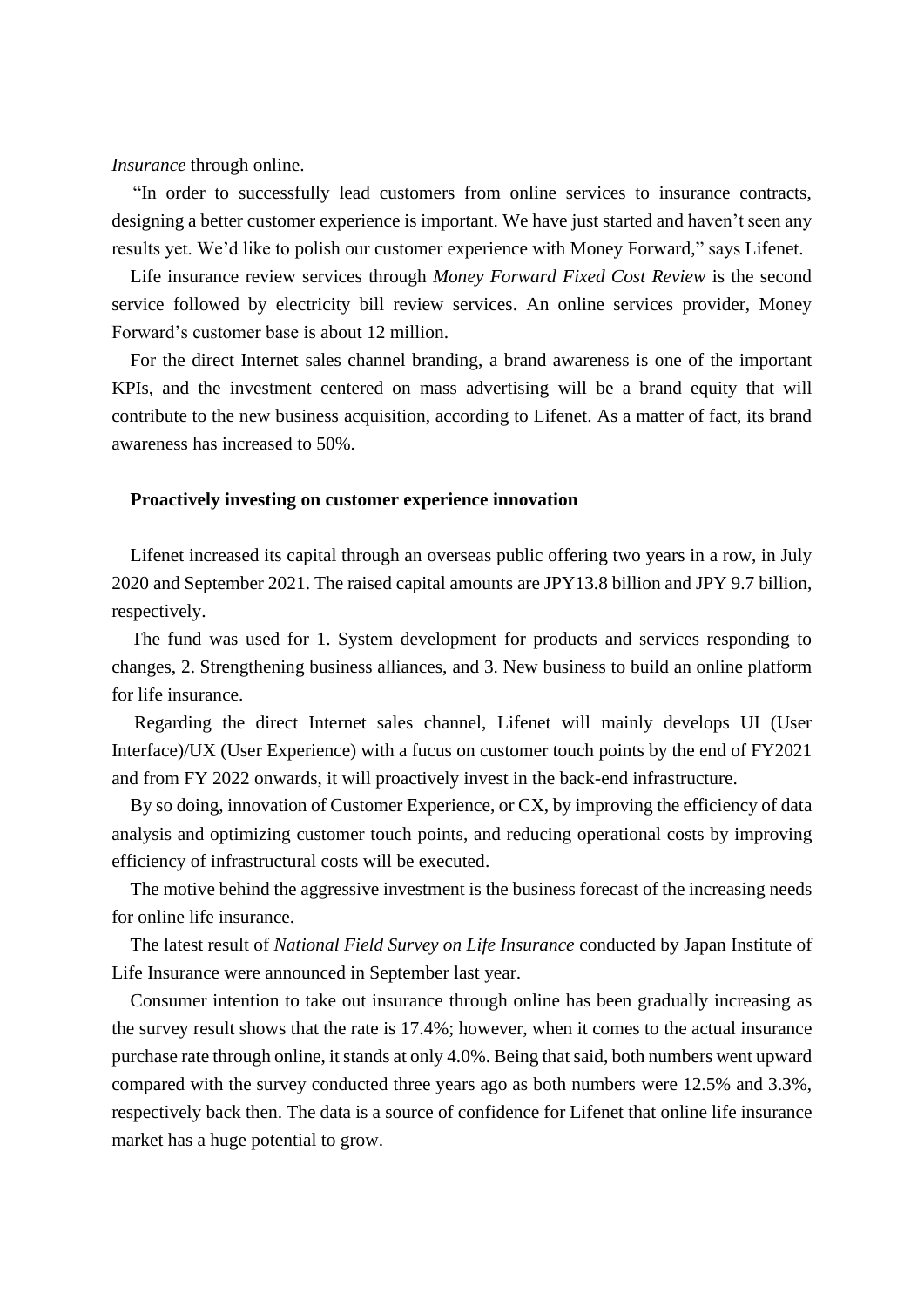*Insurance* through online.

"In order to successfully lead customers from online services to insurance contracts, designing a better customer experience is important. We have just started and haven't seen any results yet. We'd like to polish our customer experience with Money Forward," says Lifenet.

Life insurance review services through *Money Forward Fixed Cost Review* is the second service followed by electricity bill review services. An online services provider, Money Forward's customer base is about 12 million.

For the direct Internet sales channel branding, a brand awareness is one of the important KPIs, and the investment centered on mass advertising will be a brand equity that will contribute to the new business acquisition, according to Lifenet. As a matter of fact, its brand awareness has increased to 50%.

**Proactively investing on customer experience innovation**

Lifenet increased its capital through an overseas public offering two years in a row, in July 2020 and September 2021. The raised capital amounts are JPY13.8 billion and JPY 9.7 billion, respectively.

The fund was used for 1. System development for products and services responding to changes, 2. Strengthening business alliances, and 3. New business to build an online platform for life insurance.

Regarding the direct Internet sales channel, Lifenet will mainly develops UI (User Interface)/UX (User Experience) with a fucus on customer touch points by the end of FY2021 and from FY 2022 onwards, it will proactively invest in the back-end infrastructure.

By so doing, innovation of Customer Experience, or CX, by improving the efficiency of data analysis and optimizing customer touch points, and reducing operational costs by improving efficiency of infrastructural costs will be executed.

The motive behind the aggressive investment is the business forecast of the increasing needs for online life insurance.

The latest result of *National Field Survey on Life Insurance* conducted by Japan Institute of Life Insurance were announced in September last year.

Consumer intention to take out insurance through online has been gradually increasing as the survey result shows that the rate is 17.4%; however, when it comes to the actual insurance purchase rate through online, it stands at only 4.0%. Being that said, both numbers went upward compared with the survey conducted three years ago as both numbers were 12.5% and 3.3%, respectively back then. The data is a source of confidence for Lifenet that online life insurance market has a huge potential to grow.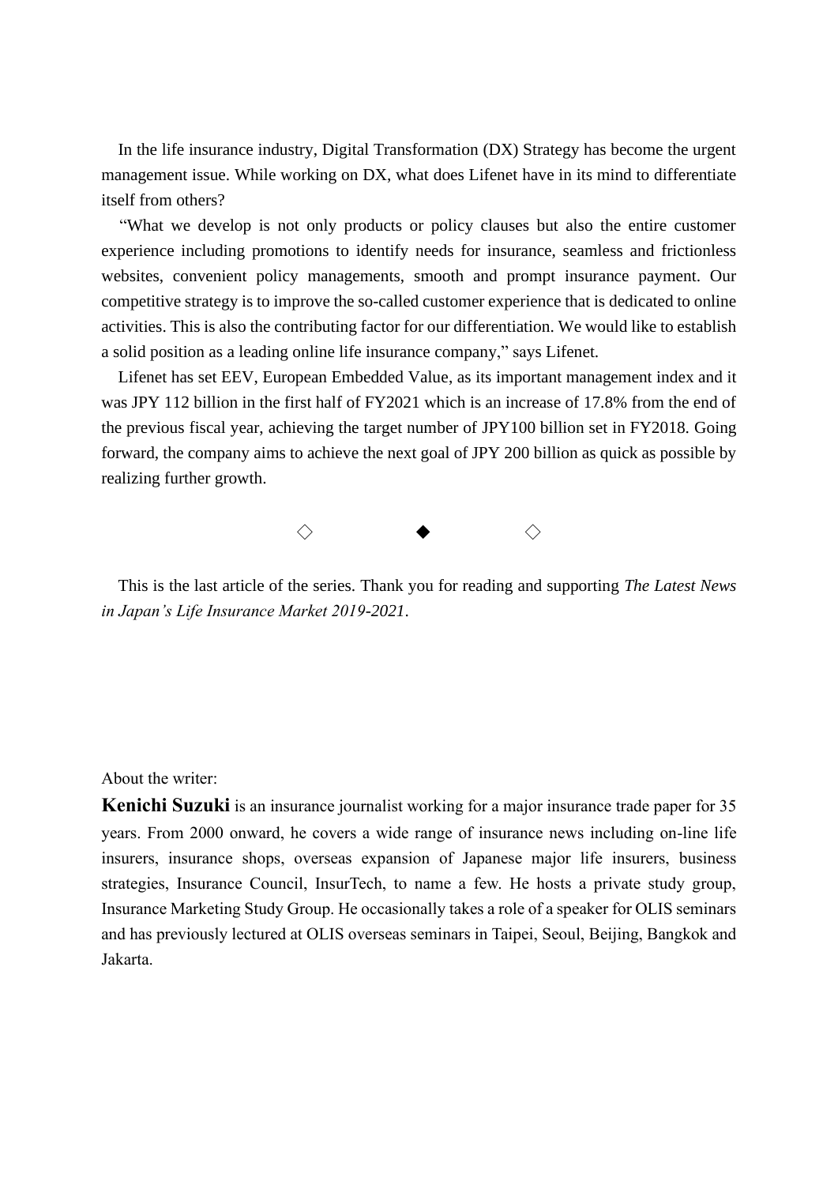In the life insurance industry, Digital Transformation (DX) Strategy has become the urgent management issue. While working on DX, what does Lifenet have in its mind to differentiate itself from others?

"What we develop is not only products or policy clauses but also the entire customer experience including promotions to identify needs for insurance, seamless and frictionless websites, convenient policy managements, smooth and prompt insurance payment. Our competitive strategy is to improve the so-called customer experience that is dedicated to online activities. This is also the contributing factor for our differentiation. We would like to establish a solid position as a leading online life insurance company," says Lifenet.

Lifenet has set EEV, European Embedded Value, as its important management index and it was JPY 112 billion in the first half of FY2021 which is an increase of 17.8% from the end of the previous fiscal year, achieving the target number of JPY100 billion set in FY2018. Going forward, the company aims to achieve the next goal of JPY 200 billion as quick as possible by realizing further growth.

◇　◆　◇

This is the last article of the series. Thank you for reading and supporting *The Latest News in Japan's Life Insurance Market 2019-2021*.

About the writer:

**Kenichi Suzuki** is an insurance journalist working for a major insurance trade paper for 35 years. From 2000 onward, he covers a wide range of insurance news including on-line life insurers, insurance shops, overseas expansion of Japanese major life insurers, business strategies, Insurance Council, InsurTech, to name a few. He hosts a private study group, Insurance Marketing Study Group. He occasionally takes a role of a speaker for OLIS seminars and has previously lectured at OLIS overseas seminars in Taipei, Seoul, Beijing, Bangkok and Jakarta.